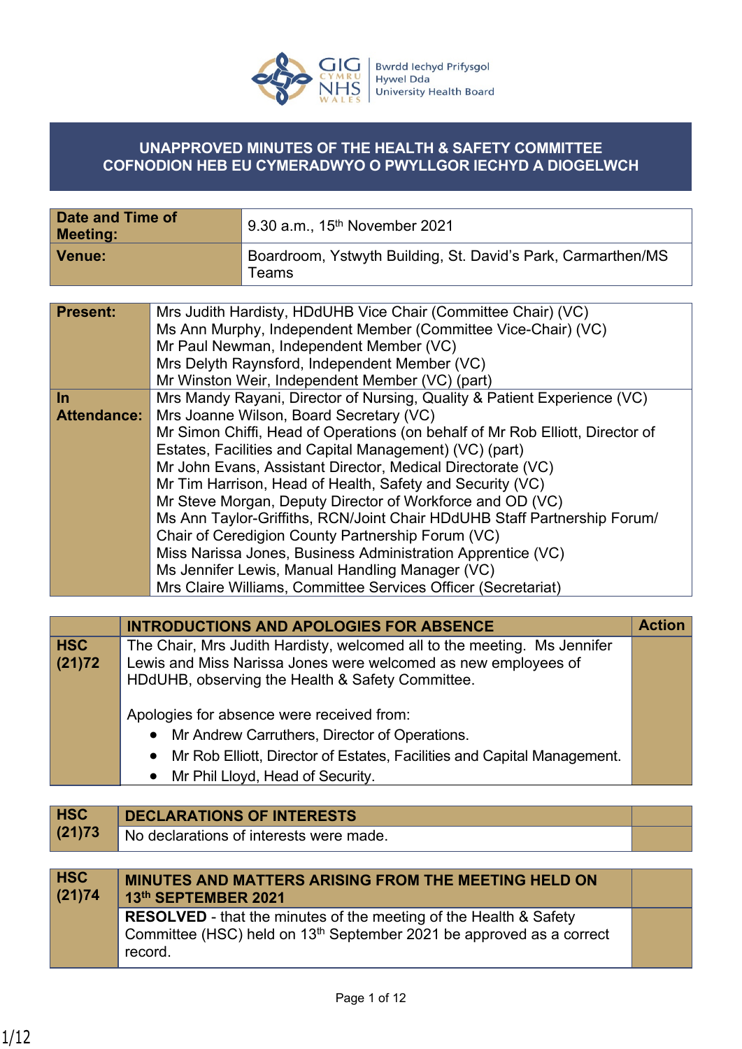**UNAPPROVED MINUTES OF THE HEALTH & SAFETY COMMITTEE**
**COFNODION HEB EU CYMERADWYO O PWYLLGOR IECHYD A DIOGELWCH**

| | |
|---|---|
| **Date and Time of Meeting:** | 9.30 a.m., 15th November 2021 |
| **Venue:** | Boardroom, Ystwyth Building, St. David's Park, Carmarthen/MS Teams |

| | |
|---|---|
| **Present:** | Mrs Judith Hardisty, HDdUHB Vice Chair (Committee Chair) (VC)<br>Ms Ann Murphy, Independent Member (Committee Vice-Chair) (VC)<br>Mr Paul Newman, Independent Member (VC)<br>Mrs Delyth Raynsford, Independent Member (VC)<br>Mr Winston Weir, Independent Member (VC) (part) |
| **In Attendance:** | Mrs Mandy Rayani, Director of Nursing, Quality & Patient Experience (VC)<br>Mrs Joanne Wilson, Board Secretary (VC)<br>Mr Simon Chiffi, Head of Operations (on behalf of Mr Rob Elliott, Director of Estates, Facilities and Capital Management) (VC) (part)<br>Mr John Evans, Assistant Director, Medical Directorate (VC)<br>Mr Tim Harrison, Head of Health, Safety and Security (VC)<br>Mr Steve Morgan, Deputy Director of Workforce and OD (VC)<br>Ms Ann Taylor-Griffiths, RCN/Joint Chair HDdUHB Staff Partnership Forum/ Chair of Ceredigion County Partnership Forum (VC)<br>Miss Narissa Jones, Business Administration Apprentice (VC)<br>Ms Jennifer Lewis, Manual Handling Manager (VC)<br>Mrs Claire Williams, Committee Services Officer (Secretariat) |

| | **INTRODUCTIONS AND APOLOGIES FOR ABSENCE** | **Action** |
|---|---|---|
| **HSC (21)72** | The Chair, Mrs Judith Hardisty, welcomed all to the meeting. Ms Jennifer Lewis and Miss Narissa Jones were welcomed as new employees of HDdUHB, observing the Health & Safety Committee.<br><br>Apologies for absence were received from:<br>• Mr Andrew Carruthers, Director of Operations.<br>• Mr Rob Elliott, Director of Estates, Facilities and Capital Management.<br>• Mr Phil Lloyd, Head of Security. | |

| | | |
|---|---|---|
| **HSC (21)73** | **DECLARATIONS OF INTERESTS** | |
| | No declarations of interests were made. | |

| | | |
|---|---|---|
| **HSC (21)74** | **MINUTES AND MATTERS ARISING FROM THE MEETING HELD ON 13th SEPTEMBER 2021** | |
| | **RESOLVED** - that the minutes of the meeting of the Health & Safety Committee (HSC) held on 13th September 2021 be approved as a correct record. | |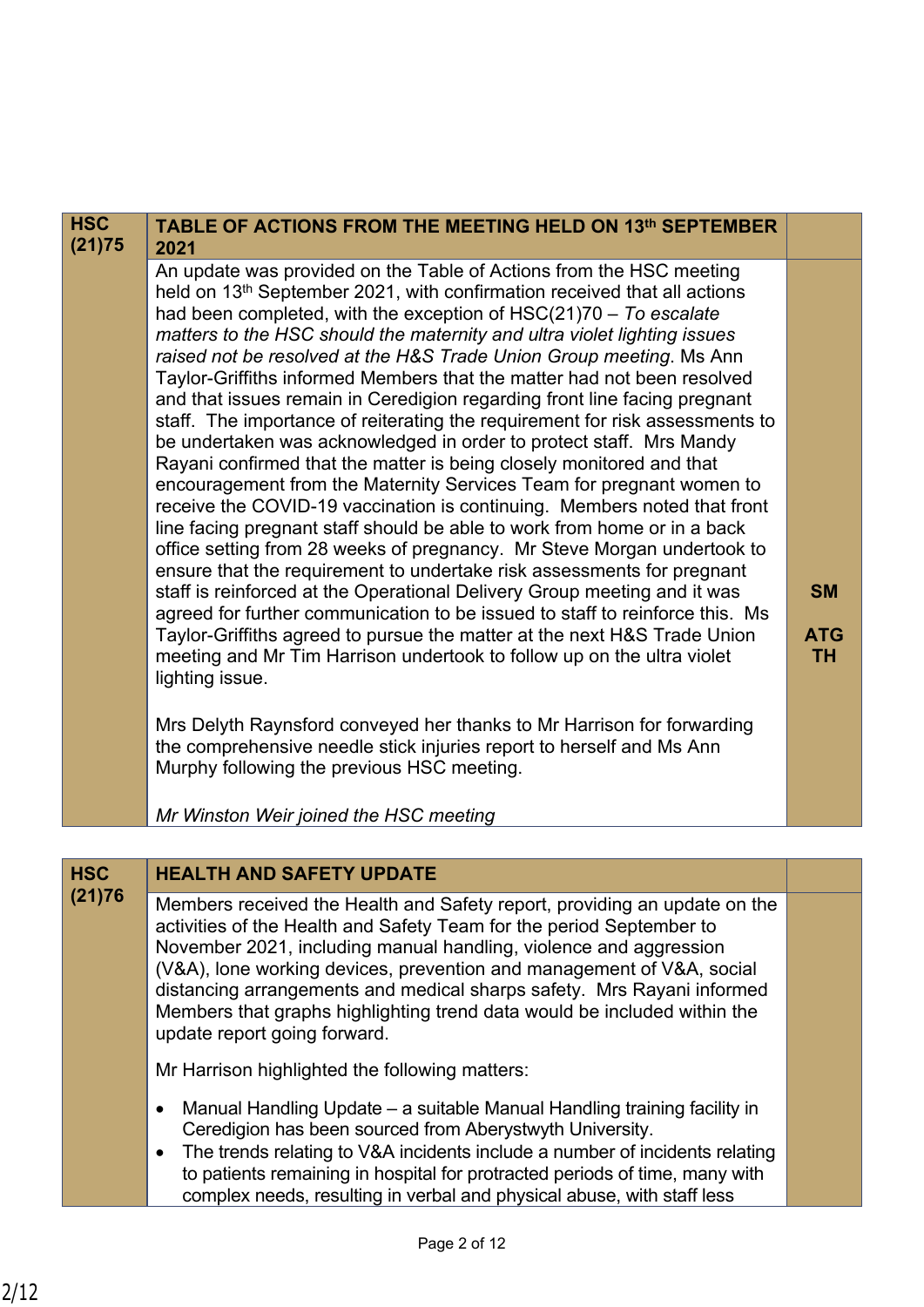| HSC (21)75 | TABLE OF ACTIONS FROM THE MEETING HELD ON 13th SEPTEMBER 2021 | |
|---|---|---|
| | An update was provided on the Table of Actions from the HSC meeting held on 13th September 2021, with confirmation received that all actions had been completed, with the exception of HSC(21)70 – *To escalate matters to the HSC should the maternity and ultra violet lighting issues raised not be resolved at the H&S Trade Union Group meeting*. Ms Ann Taylor-Griffiths informed Members that the matter had not been resolved and that issues remain in Ceredigion regarding front line facing pregnant staff. The importance of reiterating the requirement for risk assessments to be undertaken was acknowledged in order to protect staff. Mrs Mandy Rayani confirmed that the matter is being closely monitored and that encouragement from the Maternity Services Team for pregnant women to receive the COVID-19 vaccination is continuing. Members noted that front line facing pregnant staff should be able to work from home or in a back office setting from 28 weeks of pregnancy. Mr Steve Morgan undertook to ensure that the requirement to undertake risk assessments for pregnant staff is reinforced at the Operational Delivery Group meeting and it was agreed for further communication to be issued to staff to reinforce this. Ms Taylor-Griffiths agreed to pursue the matter at the next H&S Trade Union meeting and Mr Tim Harrison undertook to follow up on the ultra violet lighting issue.<br><br>Mrs Delyth Raynsford conveyed her thanks to Mr Harrison for forwarding the comprehensive needle stick injuries report to herself and Ms Ann Murphy following the previous HSC meeting.<br><br>*Mr Winston Weir joined the HSC meeting* | **SM**<br><br>**ATG**<br>**TH** |

| HSC (21)76 | HEALTH AND SAFETY UPDATE | |
|---|---|---|
| | Members received the Health and Safety report, providing an update on the activities of the Health and Safety Team for the period September to November 2021, including manual handling, violence and aggression (V&A), lone working devices, prevention and management of V&A, social distancing arrangements and medical sharps safety. Mrs Rayani informed Members that graphs highlighting trend data would be included within the update report going forward.<br><br>Mr Harrison highlighted the following matters:<br><br>• Manual Handling Update – a suitable Manual Handling training facility in Ceredigion has been sourced from Aberystwyth University.<br>• The trends relating to V&A incidents include a number of incidents relating to patients remaining in hospital for protracted periods of time, many with complex needs, resulting in verbal and physical abuse, with staff less | |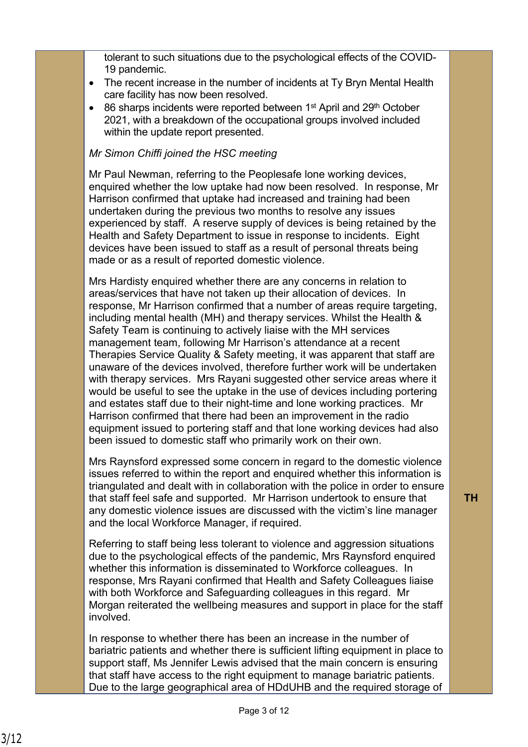| | | |
|---|---|---|
| | tolerant to such situations due to the psychological effects of the COVID-19 pandemic.<br>• The recent increase in the number of incidents at Ty Bryn Mental Health care facility has now been resolved.<br>• 86 sharps incidents were reported between 1st April and 29th October 2021, with a breakdown of the occupational groups involved included within the update report presented.<br><br>*Mr Simon Chiffi joined the HSC meeting*<br><br>Mr Paul Newman, referring to the Peoplesafe lone working devices, enquired whether the low uptake had now been resolved. In response, Mr Harrison confirmed that uptake had increased and training had been undertaken during the previous two months to resolve any issues experienced by staff. A reserve supply of devices is being retained by the Health and Safety Department to issue in response to incidents. Eight devices have been issued to staff as a result of personal threats being made or as a result of reported domestic violence.<br><br>Mrs Hardisty enquired whether there are any concerns in relation to areas/services that have not taken up their allocation of devices. In response, Mr Harrison confirmed that a number of areas require targeting, including mental health (MH) and therapy services. Whilst the Health & Safety Team is continuing to actively liaise with the MH services management team, following Mr Harrison's attendance at a recent Therapies Service Quality & Safety meeting, it was apparent that staff are unaware of the devices involved, therefore further work will be undertaken with therapy services. Mrs Rayani suggested other service areas where it would be useful to see the uptake in the use of devices including portering and estates staff due to their night-time and lone working practices. Mr Harrison confirmed that there had been an improvement in the radio equipment issued to portering staff and that lone working devices had also been issued to domestic staff who primarily work on their own.<br><br>Mrs Raynsford expressed some concern in regard to the domestic violence issues referred to within the report and enquired whether this information is triangulated and dealt with in collaboration with the police in order to ensure that staff feel safe and supported. Mr Harrison undertook to ensure that any domestic violence issues are discussed with the victim's line manager and the local Workforce Manager, if required.<br><br>Referring to staff being less tolerant to violence and aggression situations due to the psychological effects of the pandemic, Mrs Raynsford enquired whether this information is disseminated to Workforce colleagues. In response, Mrs Rayani confirmed that Health and Safety Colleagues liaise with both Workforce and Safeguarding colleagues in this regard. Mr Morgan reiterated the wellbeing measures and support in place for the staff involved.<br><br>In response to whether there has been an increase in the number of bariatric patients and whether there is sufficient lifting equipment in place to support staff, Ms Jennifer Lewis advised that the main concern is ensuring that staff have access to the right equipment to manage bariatric patients. Due to the large geographical area of HDdUHB and the required storage of | **TH** |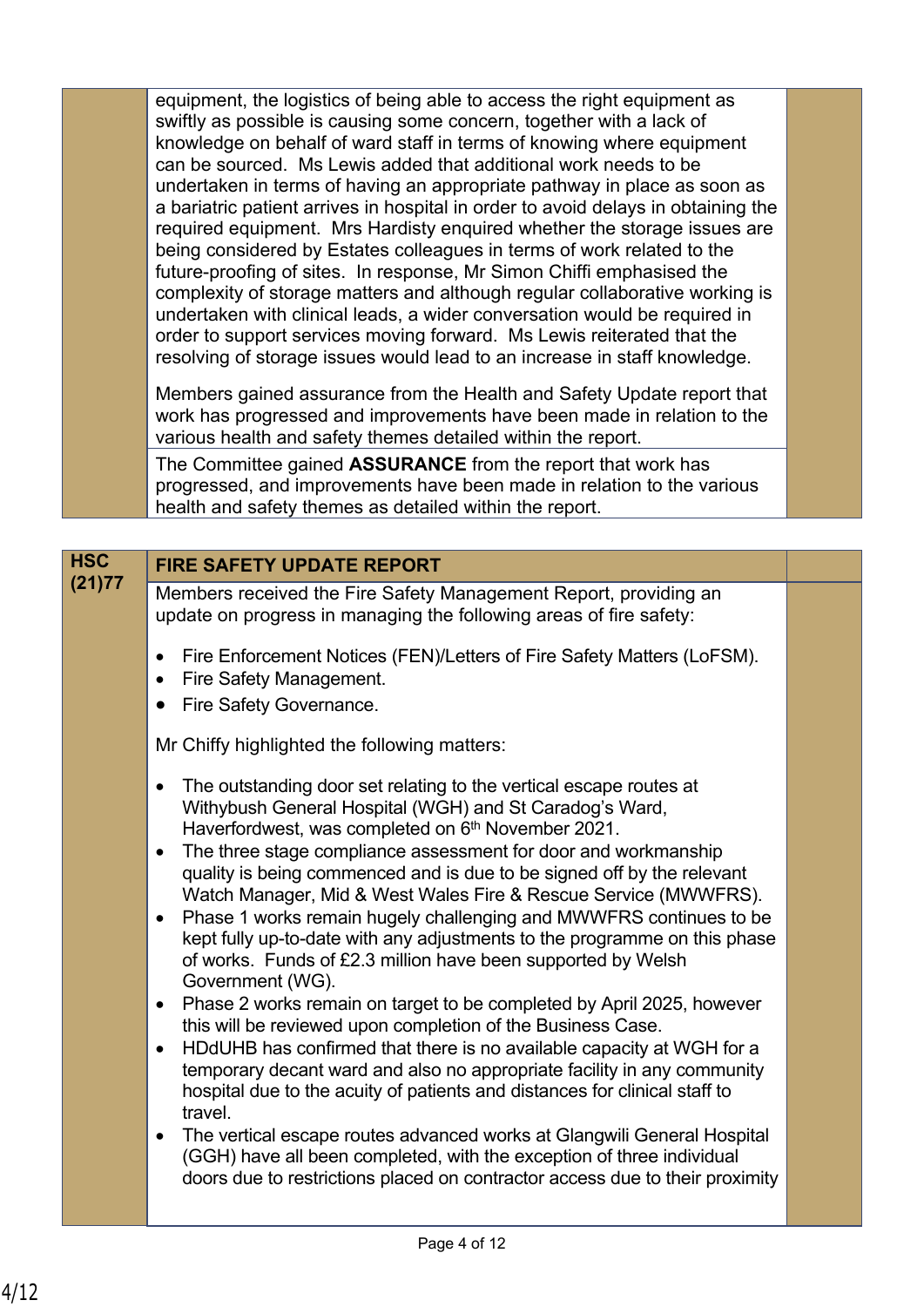equipment, the logistics of being able to access the right equipment as swiftly as possible is causing some concern, together with a lack of knowledge on behalf of ward staff in terms of knowing where equipment can be sourced. Ms Lewis added that additional work needs to be undertaken in terms of having an appropriate pathway in place as soon as a bariatric patient arrives in hospital in order to avoid delays in obtaining the required equipment. Mrs Hardisty enquired whether the storage issues are being considered by Estates colleagues in terms of work related to the future-proofing of sites. In response, Mr Simon Chiffi emphasised the complexity of storage matters and although regular collaborative working is undertaken with clinical leads, a wider conversation would be required in order to support services moving forward. Ms Lewis reiterated that the resolving of storage issues would lead to an increase in staff knowledge.

Members gained assurance from the Health and Safety Update report that work has progressed and improvements have been made in relation to the various health and safety themes detailed within the report.

The Committee gained **ASSURANCE** from the report that work has progressed, and improvements have been made in relation to the various health and safety themes as detailed within the report.

**HSC (21)77** **FIRE SAFETY UPDATE REPORT**

Members received the Fire Safety Management Report, providing an update on progress in managing the following areas of fire safety:

- Fire Enforcement Notices (FEN)/Letters of Fire Safety Matters (LoFSM).
- Fire Safety Management.
- Fire Safety Governance.

Mr Chiffy highlighted the following matters:

- The outstanding door set relating to the vertical escape routes at Withybush General Hospital (WGH) and St Caradog's Ward, Haverfordwest, was completed on 6th November 2021.
- The three stage compliance assessment for door and workmanship quality is being commenced and is due to be signed off by the relevant Watch Manager, Mid & West Wales Fire & Rescue Service (MWWFRS).
- Phase 1 works remain hugely challenging and MWWFRS continues to be kept fully up-to-date with any adjustments to the programme on this phase of works. Funds of £2.3 million have been supported by Welsh Government (WG).
- Phase 2 works remain on target to be completed by April 2025, however this will be reviewed upon completion of the Business Case.
- HDdUHB has confirmed that there is no available capacity at WGH for a temporary decant ward and also no appropriate facility in any community hospital due to the acuity of patients and distances for clinical staff to travel.
- The vertical escape routes advanced works at Glangwili General Hospital (GGH) have all been completed, with the exception of three individual doors due to restrictions placed on contractor access due to their proximity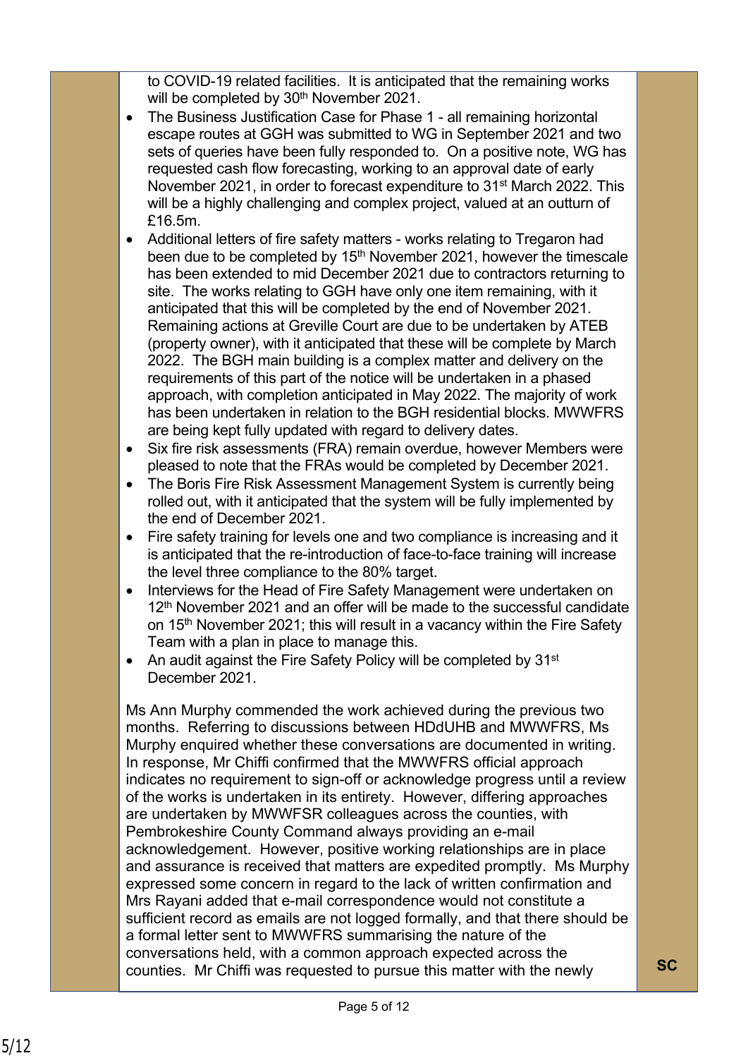to COVID-19 related facilities. It is anticipated that the remaining works will be completed by 30th November 2021.

- The Business Justification Case for Phase 1 - all remaining horizontal escape routes at GGH was submitted to WG in September 2021 and two sets of queries have been fully responded to. On a positive note, WG has requested cash flow forecasting, working to an approval date of early November 2021, in order to forecast expenditure to 31st March 2022. This will be a highly challenging and complex project, valued at an outturn of £16.5m.
- Additional letters of fire safety matters - works relating to Tregaron had been due to be completed by 15th November 2021, however the timescale has been extended to mid December 2021 due to contractors returning to site. The works relating to GGH have only one item remaining, with it anticipated that this will be completed by the end of November 2021. Remaining actions at Greville Court are due to be undertaken by ATEB (property owner), with it anticipated that these will be complete by March 2022. The BGH main building is a complex matter and delivery on the requirements of this part of the notice will be undertaken in a phased approach, with completion anticipated in May 2022. The majority of work has been undertaken in relation to the BGH residential blocks. MWWFRS are being kept fully updated with regard to delivery dates.
- Six fire risk assessments (FRA) remain overdue, however Members were pleased to note that the FRAs would be completed by December 2021.
- The Boris Fire Risk Assessment Management System is currently being rolled out, with it anticipated that the system will be fully implemented by the end of December 2021.
- Fire safety training for levels one and two compliance is increasing and it is anticipated that the re-introduction of face-to-face training will increase the level three compliance to the 80% target.
- Interviews for the Head of Fire Safety Management were undertaken on 12th November 2021 and an offer will be made to the successful candidate on 15th November 2021; this will result in a vacancy within the Fire Safety Team with a plan in place to manage this.
- An audit against the Fire Safety Policy will be completed by 31st December 2021.

Ms Ann Murphy commended the work achieved during the previous two months. Referring to discussions between HDdUHB and MWWFRS, Ms Murphy enquired whether these conversations are documented in writing. In response, Mr Chiffi confirmed that the MWWFRS official approach indicates no requirement to sign-off or acknowledge progress until a review of the works is undertaken in its entirety. However, differing approaches are undertaken by MWWFSR colleagues across the counties, with Pembrokeshire County Command always providing an e-mail acknowledgement. However, positive working relationships are in place and assurance is received that matters are expedited promptly. Ms Murphy expressed some concern in regard to the lack of written confirmation and Mrs Rayani added that e-mail correspondence would not constitute a sufficient record as emails are not logged formally, and that there should be a formal letter sent to MWWFRS summarising the nature of the conversations held, with a common approach expected across the counties. Mr Chiffi was requested to pursue this matter with the newly

**SC**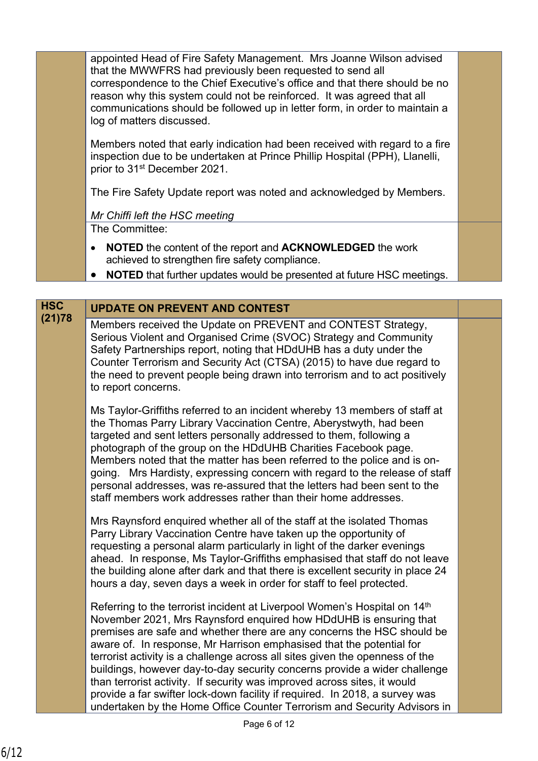appointed Head of Fire Safety Management. Mrs Joanne Wilson advised that the MWWFRS had previously been requested to send all correspondence to the Chief Executive's office and that there should be no reason why this system could not be reinforced. It was agreed that all communications should be followed up in letter form, in order to maintain a log of matters discussed.

Members noted that early indication had been received with regard to a fire inspection due to be undertaken at Prince Phillip Hospital (PPH), Llanelli, prior to 31st December 2021.

The Fire Safety Update report was noted and acknowledged by Members.

*Mr Chiffi left the HSC meeting*

The Committee:

- **NOTED** the content of the report and **ACKNOWLEDGED** the work achieved to strengthen fire safety compliance.
- **NOTED** that further updates would be presented at future HSC meetings.

## HSC (21)78 UPDATE ON PREVENT AND CONTEST

Members received the Update on PREVENT and CONTEST Strategy, Serious Violent and Organised Crime (SVOC) Strategy and Community Safety Partnerships report, noting that HDdUHB has a duty under the Counter Terrorism and Security Act (CTSA) (2015) to have due regard to the need to prevent people being drawn into terrorism and to act positively to report concerns.

Ms Taylor-Griffiths referred to an incident whereby 13 members of staff at the Thomas Parry Library Vaccination Centre, Aberystwyth, had been targeted and sent letters personally addressed to them, following a photograph of the group on the HDdUHB Charities Facebook page. Members noted that the matter has been referred to the police and is on-going. Mrs Hardisty, expressing concern with regard to the release of staff personal addresses, was re-assured that the letters had been sent to the staff members work addresses rather than their home addresses.

Mrs Raynsford enquired whether all of the staff at the isolated Thomas Parry Library Vaccination Centre have taken up the opportunity of requesting a personal alarm particularly in light of the darker evenings ahead. In response, Ms Taylor-Griffiths emphasised that staff do not leave the building alone after dark and that there is excellent security in place 24 hours a day, seven days a week in order for staff to feel protected.

Referring to the terrorist incident at Liverpool Women's Hospital on 14th November 2021, Mrs Raynsford enquired how HDdUHB is ensuring that premises are safe and whether there are any concerns the HSC should be aware of. In response, Mr Harrison emphasised that the potential for terrorist activity is a challenge across all sites given the openness of the buildings, however day-to-day security concerns provide a wider challenge than terrorist activity. If security was improved across sites, it would provide a far swifter lock-down facility if required. In 2018, a survey was undertaken by the Home Office Counter Terrorism and Security Advisors in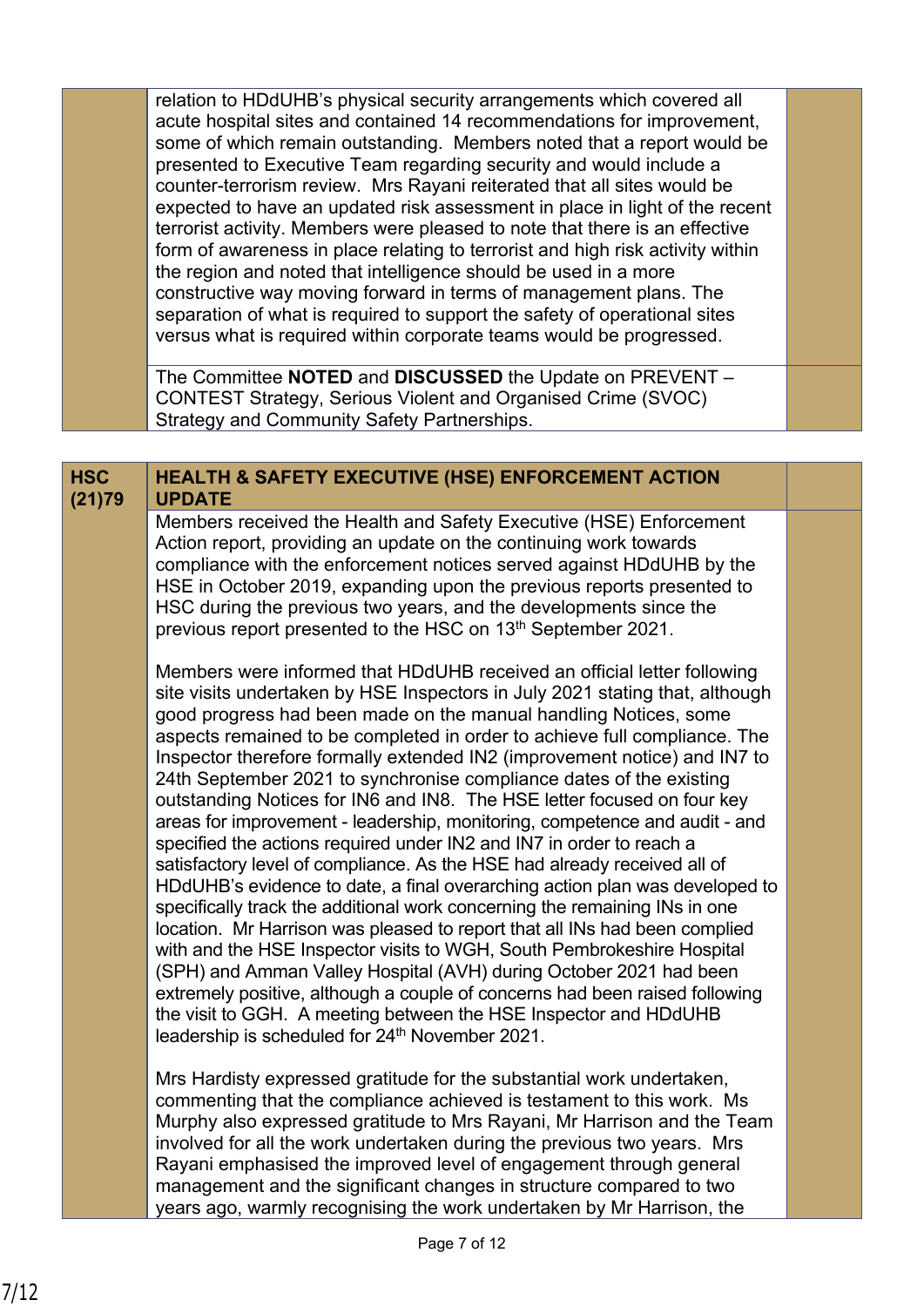| | | |
|---|---|---|
| | relation to HDdUHB's physical security arrangements which covered all acute hospital sites and contained 14 recommendations for improvement, some of which remain outstanding. Members noted that a report would be presented to Executive Team regarding security and would include a counter-terrorism review. Mrs Rayani reiterated that all sites would be expected to have an updated risk assessment in place in light of the recent terrorist activity. Members were pleased to note that there is an effective form of awareness in place relating to terrorist and high risk activity within the region and noted that intelligence should be used in a more constructive way moving forward in terms of management plans. The separation of what is required to support the safety of operational sites versus what is required within corporate teams would be progressed. | |
| | The Committee **NOTED** and **DISCUSSED** the Update on PREVENT – CONTEST Strategy, Serious Violent and Organised Crime (SVOC) Strategy and Community Safety Partnerships. | |

| | | |
|---|---|---|
| **HSC (21)79** | **HEALTH & SAFETY EXECUTIVE (HSE) ENFORCEMENT ACTION UPDATE** | |
| | Members received the Health and Safety Executive (HSE) Enforcement Action report, providing an update on the continuing work towards compliance with the enforcement notices served against HDdUHB by the HSE in October 2019, expanding upon the previous reports presented to HSC during the previous two years, and the developments since the previous report presented to the HSC on 13th September 2021.<br><br>Members were informed that HDdUHB received an official letter following site visits undertaken by HSE Inspectors in July 2021 stating that, although good progress had been made on the manual handling Notices, some aspects remained to be completed in order to achieve full compliance. The Inspector therefore formally extended IN2 (improvement notice) and IN7 to 24th September 2021 to synchronise compliance dates of the existing outstanding Notices for IN6 and IN8. The HSE letter focused on four key areas for improvement - leadership, monitoring, competence and audit - and specified the actions required under IN2 and IN7 in order to reach a satisfactory level of compliance. As the HSE had already received all of HDdUHB's evidence to date, a final overarching action plan was developed to specifically track the additional work concerning the remaining INs in one location. Mr Harrison was pleased to report that all INs had been complied with and the HSE Inspector visits to WGH, South Pembrokeshire Hospital (SPH) and Amman Valley Hospital (AVH) during October 2021 had been extremely positive, although a couple of concerns had been raised following the visit to GGH. A meeting between the HSE Inspector and HDdUHB leadership is scheduled for 24th November 2021.<br><br>Mrs Hardisty expressed gratitude for the substantial work undertaken, commenting that the compliance achieved is testament to this work. Ms Murphy also expressed gratitude to Mrs Rayani, Mr Harrison and the Team involved for all the work undertaken during the previous two years. Mrs Rayani emphasised the improved level of engagement through general management and the significant changes in structure compared to two years ago, warmly recognising the work undertaken by Mr Harrison, the | |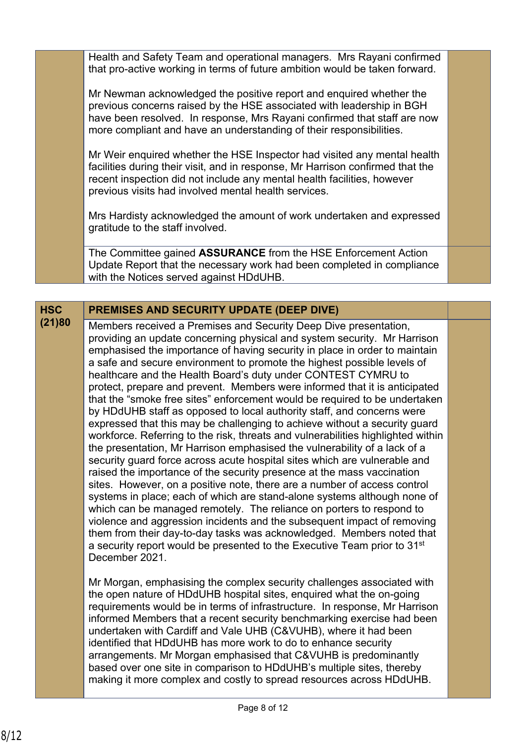| | | |
|---|---|---|
| | Health and Safety Team and operational managers. Mrs Rayani confirmed that pro-active working in terms of future ambition would be taken forward.<br><br>Mr Newman acknowledged the positive report and enquired whether the previous concerns raised by the HSE associated with leadership in BGH have been resolved. In response, Mrs Rayani confirmed that staff are now more compliant and have an understanding of their responsibilities.<br><br>Mr Weir enquired whether the HSE Inspector had visited any mental health facilities during their visit, and in response, Mr Harrison confirmed that the recent inspection did not include any mental health facilities, however previous visits had involved mental health services.<br><br>Mrs Hardisty acknowledged the amount of work undertaken and expressed gratitude to the staff involved. | |
| | The Committee gained **ASSURANCE** from the HSE Enforcement Action Update Report that the necessary work had been completed in compliance with the Notices served against HDdUHB. | |

| | | |
|---|---|---|
| **HSC (21)80** | **PREMISES AND SECURITY UPDATE (DEEP DIVE)** | |
| | Members received a Premises and Security Deep Dive presentation, providing an update concerning physical and system security. Mr Harrison emphasised the importance of having security in place in order to maintain a safe and secure environment to promote the highest possible levels of healthcare and the Health Board's duty under CONTEST CYMRU to protect, prepare and prevent. Members were informed that it is anticipated that the "smoke free sites" enforcement would be required to be undertaken by HDdUHB staff as opposed to local authority staff, and concerns were expressed that this may be challenging to achieve without a security guard workforce. Referring to the risk, threats and vulnerabilities highlighted within the presentation, Mr Harrison emphasised the vulnerability of a lack of a security guard force across acute hospital sites which are vulnerable and raised the importance of the security presence at the mass vaccination sites. However, on a positive note, there are a number of access control systems in place; each of which are stand-alone systems although none of which can be managed remotely. The reliance on porters to respond to violence and aggression incidents and the subsequent impact of removing them from their day-to-day tasks was acknowledged. Members noted that a security report would be presented to the Executive Team prior to 31st December 2021.<br><br>Mr Morgan, emphasising the complex security challenges associated with the open nature of HDdUHB hospital sites, enquired what the on-going requirements would be in terms of infrastructure. In response, Mr Harrison informed Members that a recent security benchmarking exercise had been undertaken with Cardiff and Vale UHB (C&VUHB), where it had been identified that HDdUHB has more work to do to enhance security arrangements. Mr Morgan emphasised that C&VUHB is predominantly based over one site in comparison to HDdUHB's multiple sites, thereby making it more complex and costly to spread resources across HDdUHB. | |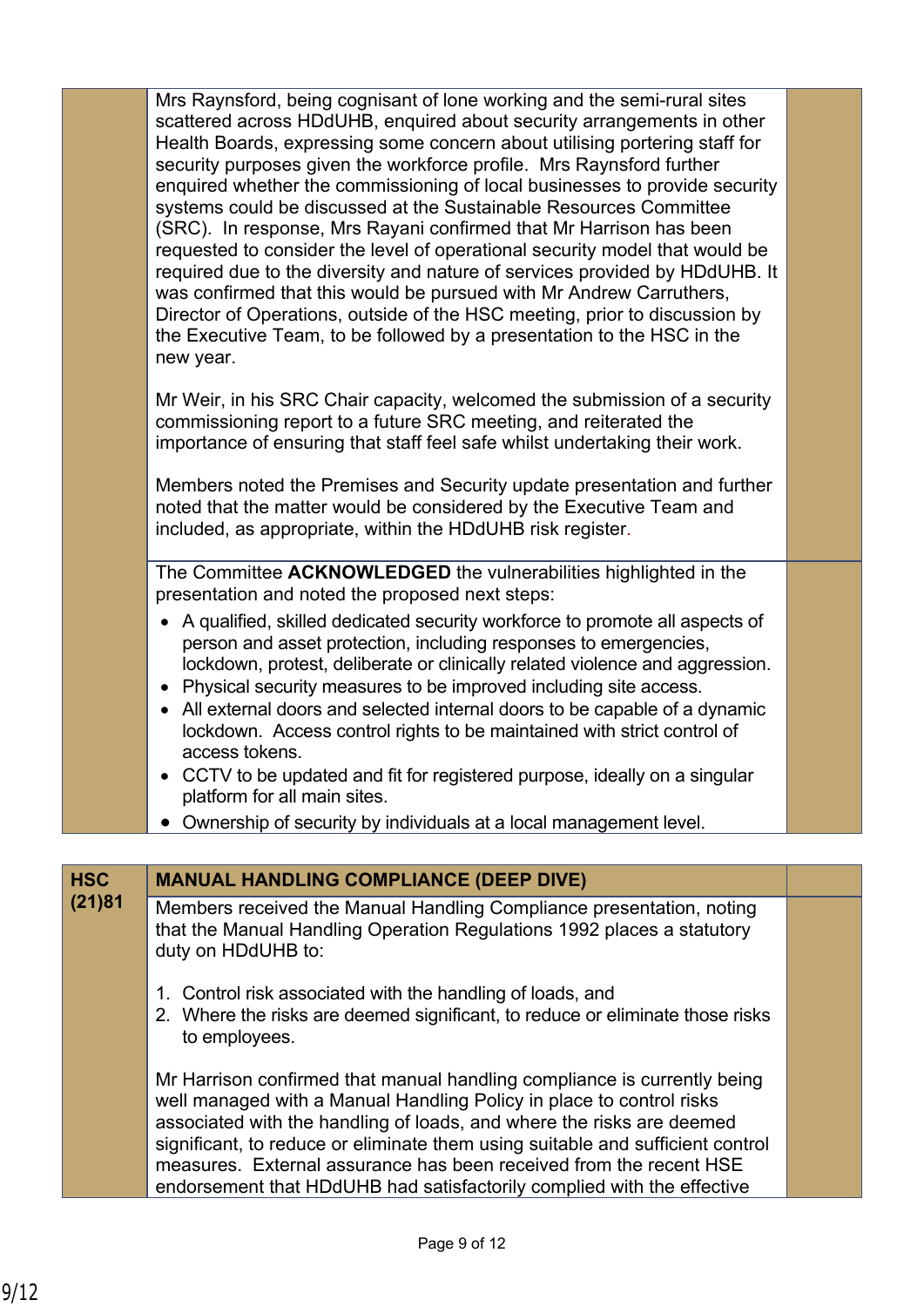Mrs Raynsford, being cognisant of lone working and the semi-rural sites scattered across HDdUHB, enquired about security arrangements in other Health Boards, expressing some concern about utilising portering staff for security purposes given the workforce profile. Mrs Raynsford further enquired whether the commissioning of local businesses to provide security systems could be discussed at the Sustainable Resources Committee (SRC). In response, Mrs Rayani confirmed that Mr Harrison has been requested to consider the level of operational security model that would be required due to the diversity and nature of services provided by HDdUHB. It was confirmed that this would be pursued with Mr Andrew Carruthers, Director of Operations, outside of the HSC meeting, prior to discussion by the Executive Team, to be followed by a presentation to the HSC in the new year.

Mr Weir, in his SRC Chair capacity, welcomed the submission of a security commissioning report to a future SRC meeting, and reiterated the importance of ensuring that staff feel safe whilst undertaking their work.

Members noted the Premises and Security update presentation and further noted that the matter would be considered by the Executive Team and included, as appropriate, within the HDdUHB risk register.

The Committee **ACKNOWLEDGED** the vulnerabilities highlighted in the presentation and noted the proposed next steps:

- A qualified, skilled dedicated security workforce to promote all aspects of person and asset protection, including responses to emergencies, lockdown, protest, deliberate or clinically related violence and aggression.
- Physical security measures to be improved including site access.
- All external doors and selected internal doors to be capable of a dynamic lockdown. Access control rights to be maintained with strict control of access tokens.
- CCTV to be updated and fit for registered purpose, ideally on a singular platform for all main sites.
- Ownership of security by individuals at a local management level.

| HSC (21)81 | MANUAL HANDLING COMPLIANCE (DEEP DIVE) | |
|---|---|---|

**HSC (21)81 — MANUAL HANDLING COMPLIANCE (DEEP DIVE)**

Members received the Manual Handling Compliance presentation, noting that the Manual Handling Operation Regulations 1992 places a statutory duty on HDdUHB to:

1. Control risk associated with the handling of loads, and
2. Where the risks are deemed significant, to reduce or eliminate those risks to employees.

Mr Harrison confirmed that manual handling compliance is currently being well managed with a Manual Handling Policy in place to control risks associated with the handling of loads, and where the risks are deemed significant, to reduce or eliminate them using suitable and sufficient control measures. External assurance has been received from the recent HSE endorsement that HDdUHB had satisfactorily complied with the effective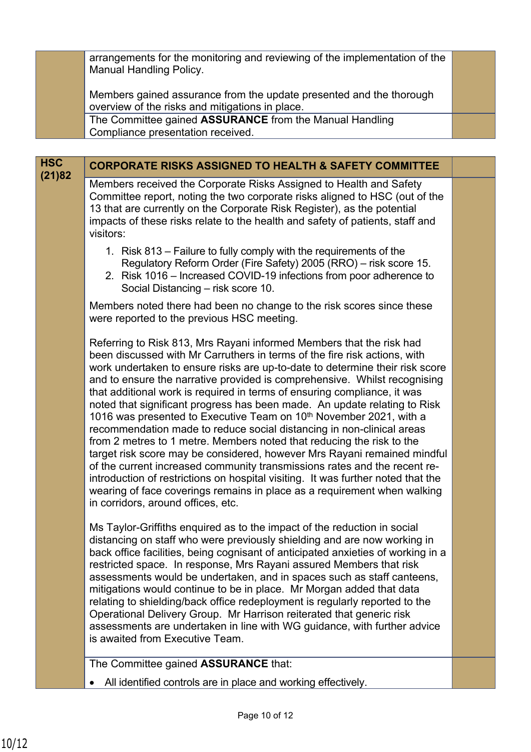| | | |
|---|---|---|
| | arrangements for the monitoring and reviewing of the implementation of the Manual Handling Policy.<br><br>Members gained assurance from the update presented and the thorough overview of the risks and mitigations in place. | |
| | The Committee gained **ASSURANCE** from the Manual Handling Compliance presentation received. | |

| | | |
|---|---|---|
| **HSC (21)82** | **CORPORATE RISKS ASSIGNED TO HEALTH & SAFETY COMMITTEE** | |
| | Members received the Corporate Risks Assigned to Health and Safety Committee report, noting the two corporate risks aligned to HSC (out of the 13 that are currently on the Corporate Risk Register), as the potential impacts of these risks relate to the health and safety of patients, staff and visitors:<br><br>1. Risk 813 – Failure to fully comply with the requirements of the Regulatory Reform Order (Fire Safety) 2005 (RRO) – risk score 15.<br>2. Risk 1016 – Increased COVID-19 infections from poor adherence to Social Distancing – risk score 10.<br><br>Members noted there had been no change to the risk scores since these were reported to the previous HSC meeting.<br><br>Referring to Risk 813, Mrs Rayani informed Members that the risk had been discussed with Mr Carruthers in terms of the fire risk actions, with work undertaken to ensure risks are up-to-date to determine their risk score and to ensure the narrative provided is comprehensive. Whilst recognising that additional work is required in terms of ensuring compliance, it was noted that significant progress has been made. An update relating to Risk 1016 was presented to Executive Team on 10th November 2021, with a recommendation made to reduce social distancing in non-clinical areas from 2 metres to 1 metre. Members noted that reducing the risk to the target risk score may be considered, however Mrs Rayani remained mindful of the current increased community transmissions rates and the recent re-introduction of restrictions on hospital visiting. It was further noted that the wearing of face coverings remains in place as a requirement when walking in corridors, around offices, etc.<br><br>Ms Taylor-Griffiths enquired as to the impact of the reduction in social distancing on staff who were previously shielding and are now working in back office facilities, being cognisant of anticipated anxieties of working in a restricted space. In response, Mrs Rayani assured Members that risk assessments would be undertaken, and in spaces such as staff canteens, mitigations would continue to be in place. Mr Morgan added that data relating to shielding/back office redeployment is regularly reported to the Operational Delivery Group. Mr Harrison reiterated that generic risk assessments are undertaken in line with WG guidance, with further advice is awaited from Executive Team. | |
| | The Committee gained **ASSURANCE** that:<br><br>• All identified controls are in place and working effectively. | |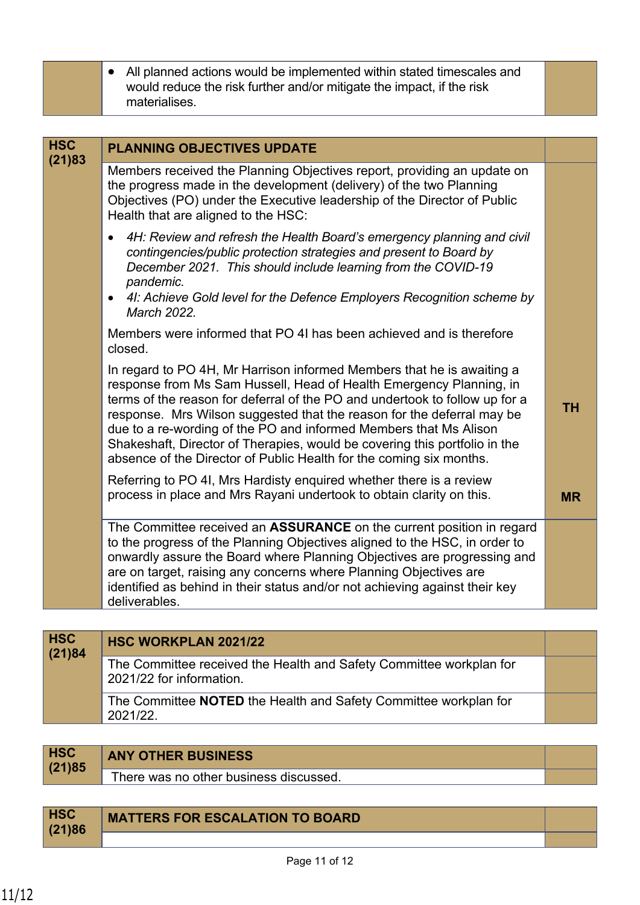| | | |
|---|---|---|
| | • All planned actions would be implemented within stated timescales and would reduce the risk further and/or mitigate the impact, if the risk materialises. | |

| | | |
|---|---|---|
| **HSC (21)83** | **PLANNING OBJECTIVES UPDATE** | |
| | Members received the Planning Objectives report, providing an update on the progress made in the development (delivery) of the two Planning Objectives (PO) under the Executive leadership of the Director of Public Health that are aligned to the HSC:<br>• *4H: Review and refresh the Health Board's emergency planning and civil contingencies/public protection strategies and present to Board by December 2021. This should include learning from the COVID-19 pandemic.*<br>• *4I: Achieve Gold level for the Defence Employers Recognition scheme by March 2022.*<br>Members were informed that PO 4I has been achieved and is therefore closed.<br>In regard to PO 4H, Mr Harrison informed Members that he is awaiting a response from Ms Sam Hussell, Head of Health Emergency Planning, in terms of the reason for deferral of the PO and undertook to follow up for a response. Mrs Wilson suggested that the reason for the deferral may be due to a re-wording of the PO and informed Members that Ms Alison Shakeshaft, Director of Therapies, would be covering this portfolio in the absence of the Director of Public Health for the coming six months.<br>Referring to PO 4I, Mrs Hardisty enquired whether there is a review process in place and Mrs Rayani undertook to obtain clarity on this. | **TH**<br><br>**MR** |
| | The Committee received an **ASSURANCE** on the current position in regard to the progress of the Planning Objectives aligned to the HSC, in order to onwardly assure the Board where Planning Objectives are progressing and are on target, raising any concerns where Planning Objectives are identified as behind in their status and/or not achieving against their key deliverables. | |

| | | |
|---|---|---|
| **HSC (21)84** | **HSC WORKPLAN 2021/22** | |
| | The Committee received the Health and Safety Committee workplan for 2021/22 for information. | |
| | The Committee **NOTED** the Health and Safety Committee workplan for 2021/22. | |

| | | |
|---|---|---|
| **HSC (21)85** | **ANY OTHER BUSINESS** | |
| | There was no other business discussed. | |

| | | |
|---|---|---|
| **HSC (21)86** | **MATTERS FOR ESCALATION TO BOARD** | |
| | | |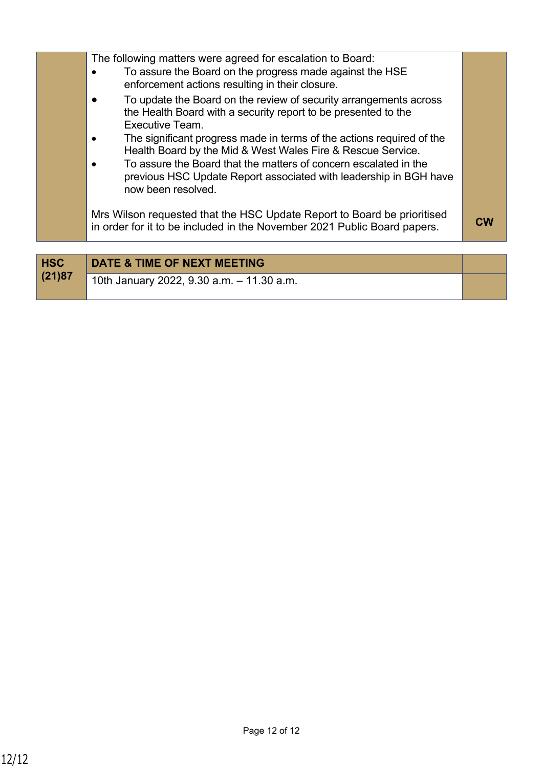| | | |
|---|---|---|
| | The following matters were agreed for escalation to Board:<br>• To assure the Board on the progress made against the HSE enforcement actions resulting in their closure.<br>• To update the Board on the review of security arrangements across the Health Board with a security report to be presented to the Executive Team.<br>• The significant progress made in terms of the actions required of the Health Board by the Mid & West Wales Fire & Rescue Service.<br>• To assure the Board that the matters of concern escalated in the previous HSC Update Report associated with leadership in BGH have now been resolved.<br><br>Mrs Wilson requested that the HSC Update Report to Board be prioritised in order for it to be included in the November 2021 Public Board papers. | **CW** |

| | | |
|---|---|---|
| **HSC (21)87** | **DATE & TIME OF NEXT MEETING** | |
| | 10th January 2022, 9.30 a.m. – 11.30 a.m. | |